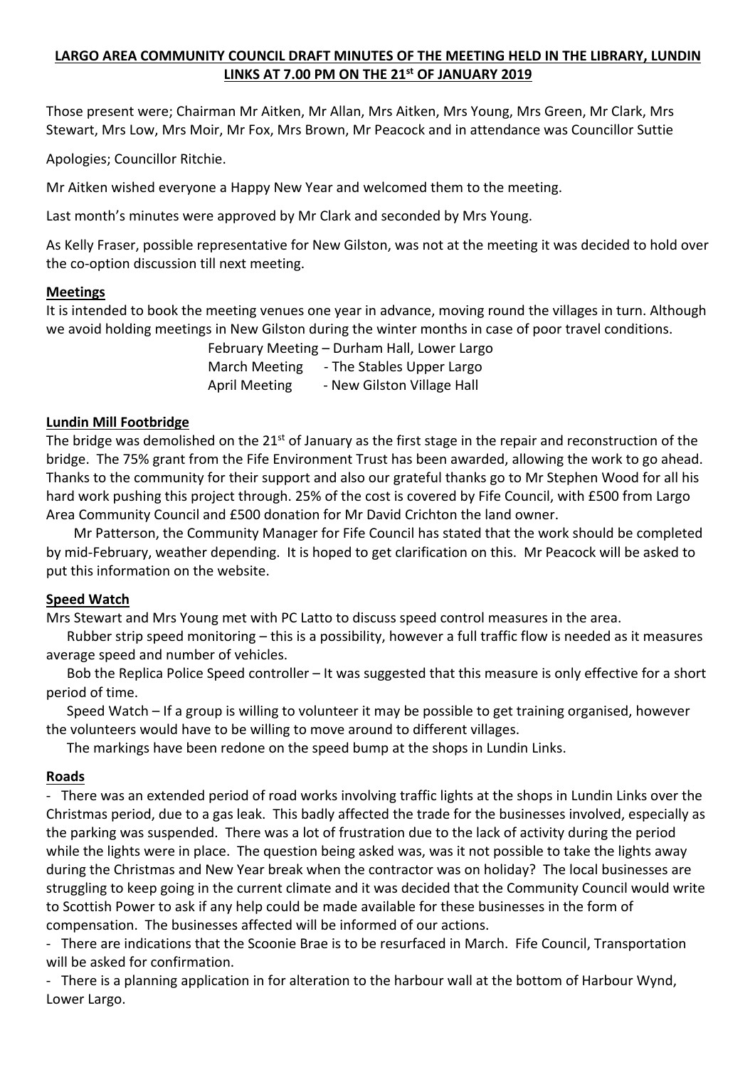**LARGO AREA COMMUNITY COUNCIL DRAFT MINUTES OF THE MEETING HELD IN THE LIBRARY, LUNDIN LINKS AT 7.00 PM ON THE 21st OF JANUARY 2019**

Those present were; Chairman Mr Aitken, Mr Allan, Mrs Aitken, Mrs Young, Mrs Green, Mr Clark, Mrs Stewart, Mrs Low, Mrs Moir, Mr Fox, Mrs Brown, Mr Peacock and in attendance was Councillor Suttie

Apologies; Councillor Ritchie.

Mr Aitken wished everyone a Happy New Year and welcomed them to the meeting.

Last month's minutes were approved by Mr Clark and seconded by Mrs Young.

As Kelly Fraser, possible representative for New Gilston, was not at the meeting it was decided to hold over the co-option discussion till next meeting.

**Meetings**

It is intended to book the meeting venues one year in advance, moving round the villages in turn. Although we avoid holding meetings in New Gilston during the winter months in case of poor travel conditions.

February Meeting – Durham Hall, Lower Largo
March Meeting - The Stables Upper Largo
April Meeting - New Gilston Village Hall

**Lundin Mill Footbridge**

The bridge was demolished on the 21st of January as the first stage in the repair and reconstruction of the bridge. The 75% grant from the Fife Environment Trust has been awarded, allowing the work to go ahead. Thanks to the community for their support and also our grateful thanks go to Mr Stephen Wood for all his hard work pushing this project through. 25% of the cost is covered by Fife Council, with £500 from Largo Area Community Council and £500 donation for Mr David Crichton the land owner.

Mr Patterson, the Community Manager for Fife Council has stated that the work should be completed by mid-February, weather depending. It is hoped to get clarification on this. Mr Peacock will be asked to put this information on the website.

**Speed Watch**

Mrs Stewart and Mrs Young met with PC Latto to discuss speed control measures in the area.

Rubber strip speed monitoring – this is a possibility, however a full traffic flow is needed as it measures average speed and number of vehicles.

Bob the Replica Police Speed controller – It was suggested that this measure is only effective for a short period of time.

Speed Watch – If a group is willing to volunteer it may be possible to get training organised, however the volunteers would have to be willing to move around to different villages.

The markings have been redone on the speed bump at the shops in Lundin Links.

**Roads**

- There was an extended period of road works involving traffic lights at the shops in Lundin Links over the Christmas period, due to a gas leak. This badly affected the trade for the businesses involved, especially as the parking was suspended. There was a lot of frustration due to the lack of activity during the period while the lights were in place. The question being asked was, was it not possible to take the lights away during the Christmas and New Year break when the contractor was on holiday? The local businesses are struggling to keep going in the current climate and it was decided that the Community Council would write to Scottish Power to ask if any help could be made available for these businesses in the form of compensation. The businesses affected will be informed of our actions.
- There are indications that the Scoonie Brae is to be resurfaced in March. Fife Council, Transportation will be asked for confirmation.
- There is a planning application in for alteration to the harbour wall at the bottom of Harbour Wynd, Lower Largo.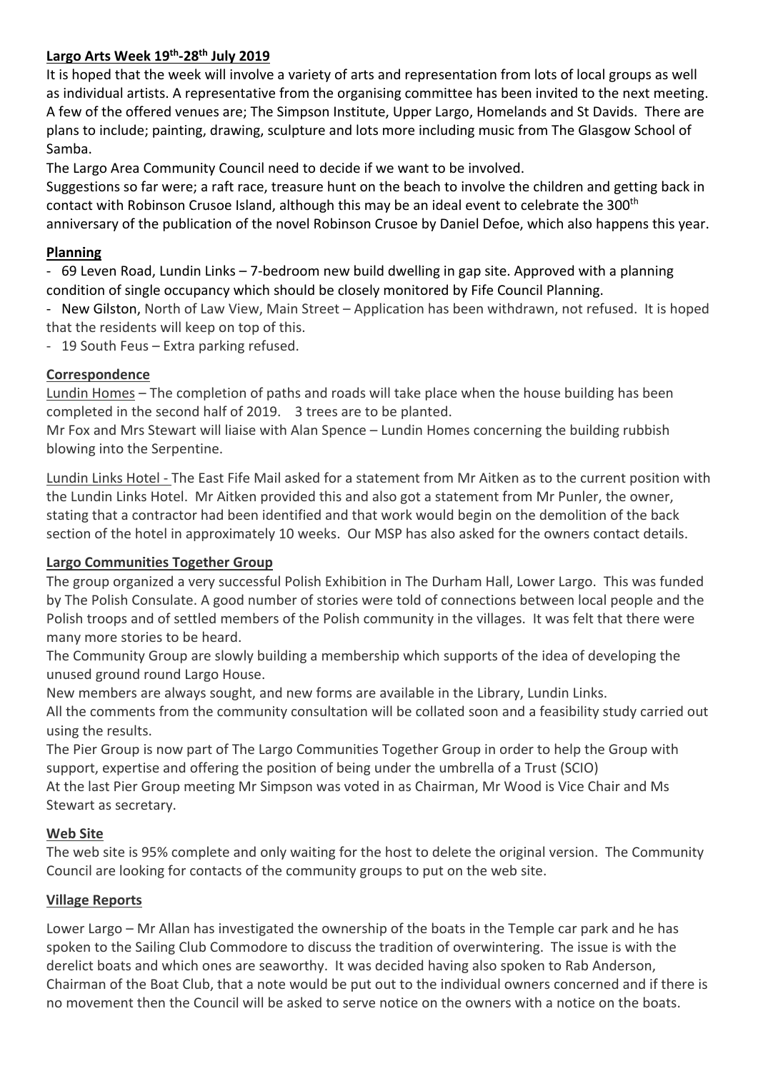**Largo Arts Week 19th-28th July 2019**

It is hoped that the week will involve a variety of arts and representation from lots of local groups as well as individual artists. A representative from the organising committee has been invited to the next meeting. A few of the offered venues are; The Simpson Institute, Upper Largo, Homelands and St Davids. There are plans to include; painting, drawing, sculpture and lots more including music from The Glasgow School of Samba.

The Largo Area Community Council need to decide if we want to be involved.

Suggestions so far were; a raft race, treasure hunt on the beach to involve the children and getting back in contact with Robinson Crusoe Island, although this may be an ideal event to celebrate the 300th anniversary of the publication of the novel Robinson Crusoe by Daniel Defoe, which also happens this year.

**Planning**

- 69 Leven Road, Lundin Links – 7-bedroom new build dwelling in gap site. Approved with a planning condition of single occupancy which should be closely monitored by Fife Council Planning.
- New Gilston, North of Law View, Main Street – Application has been withdrawn, not refused. It is hoped that the residents will keep on top of this.
- 19 South Feus – Extra parking refused.

**Correspondence**

Lundin Homes – The completion of paths and roads will take place when the house building has been completed in the second half of 2019. 3 trees are to be planted.

Mr Fox and Mrs Stewart will liaise with Alan Spence – Lundin Homes concerning the building rubbish blowing into the Serpentine.

Lundin Links Hotel - The East Fife Mail asked for a statement from Mr Aitken as to the current position with the Lundin Links Hotel. Mr Aitken provided this and also got a statement from Mr Punler, the owner, stating that a contractor had been identified and that work would begin on the demolition of the back section of the hotel in approximately 10 weeks. Our MSP has also asked for the owners contact details.

**Largo Communities Together Group**

The group organized a very successful Polish Exhibition in The Durham Hall, Lower Largo. This was funded by The Polish Consulate. A good number of stories were told of connections between local people and the Polish troops and of settled members of the Polish community in the villages. It was felt that there were many more stories to be heard.

The Community Group are slowly building a membership which supports of the idea of developing the unused ground round Largo House.

New members are always sought, and new forms are available in the Library, Lundin Links.

All the comments from the community consultation will be collated soon and a feasibility study carried out using the results.

The Pier Group is now part of The Largo Communities Together Group in order to help the Group with support, expertise and offering the position of being under the umbrella of a Trust (SCIO)

At the last Pier Group meeting Mr Simpson was voted in as Chairman, Mr Wood is Vice Chair and Ms Stewart as secretary.

**Web Site**

The web site is 95% complete and only waiting for the host to delete the original version. The Community Council are looking for contacts of the community groups to put on the web site.

**Village Reports**

Lower Largo – Mr Allan has investigated the ownership of the boats in the Temple car park and he has spoken to the Sailing Club Commodore to discuss the tradition of overwintering. The issue is with the derelict boats and which ones are seaworthy. It was decided having also spoken to Rab Anderson, Chairman of the Boat Club, that a note would be put out to the individual owners concerned and if there is no movement then the Council will be asked to serve notice on the owners with a notice on the boats.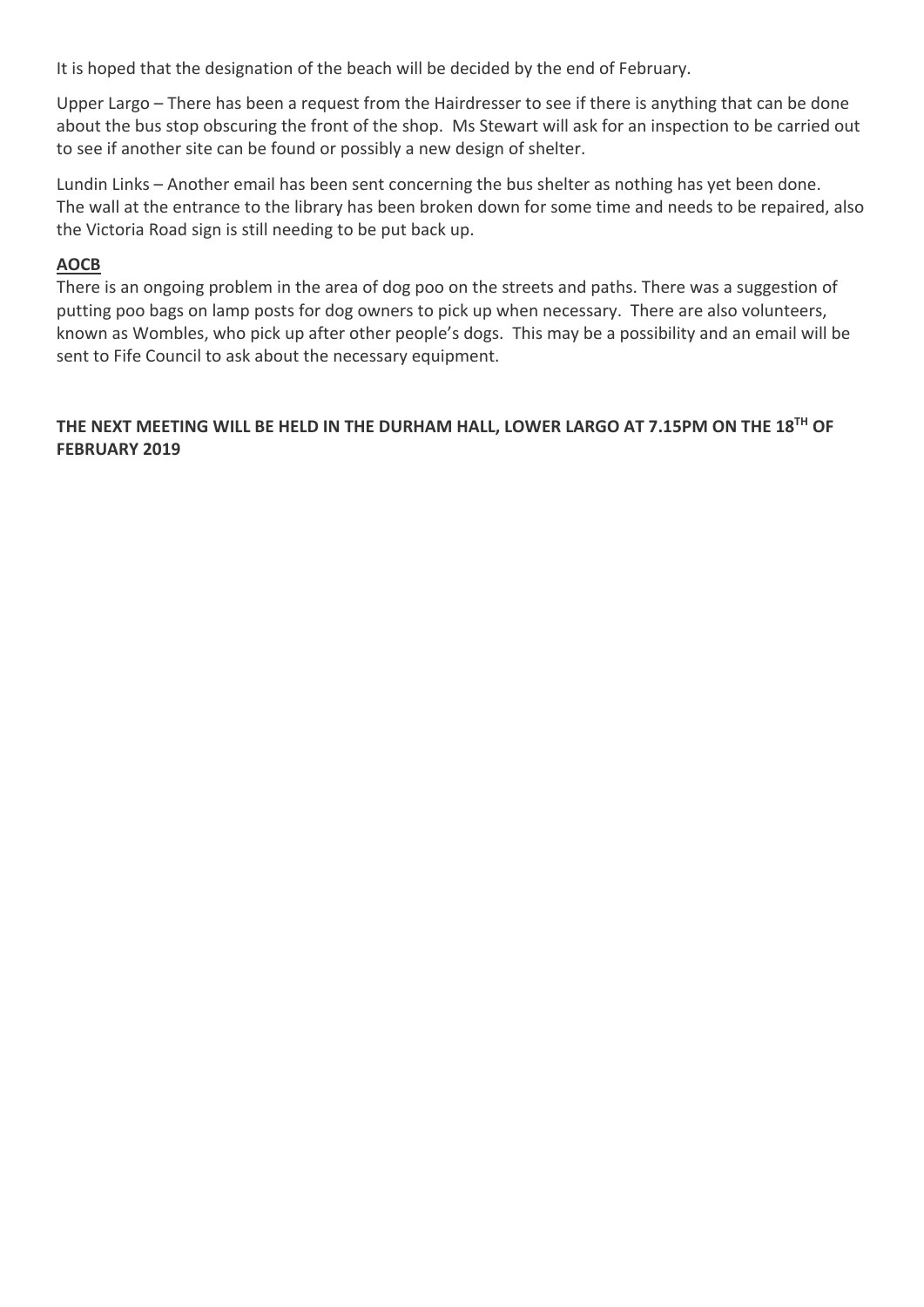It is hoped that the designation of the beach will be decided by the end of February.

Upper Largo – There has been a request from the Hairdresser to see if there is anything that can be done about the bus stop obscuring the front of the shop. Ms Stewart will ask for an inspection to be carried out to see if another site can be found or possibly a new design of shelter.

Lundin Links – Another email has been sent concerning the bus shelter as nothing has yet been done. The wall at the entrance to the library has been broken down for some time and needs to be repaired, also the Victoria Road sign is still needing to be put back up.

**AOCB**

There is an ongoing problem in the area of dog poo on the streets and paths. There was a suggestion of putting poo bags on lamp posts for dog owners to pick up when necessary. There are also volunteers, known as Wombles, who pick up after other people's dogs. This may be a possibility and an email will be sent to Fife Council to ask about the necessary equipment.

**THE NEXT MEETING WILL BE HELD IN THE DURHAM HALL, LOWER LARGO AT 7.15PM ON THE 18TH OF FEBRUARY 2019**